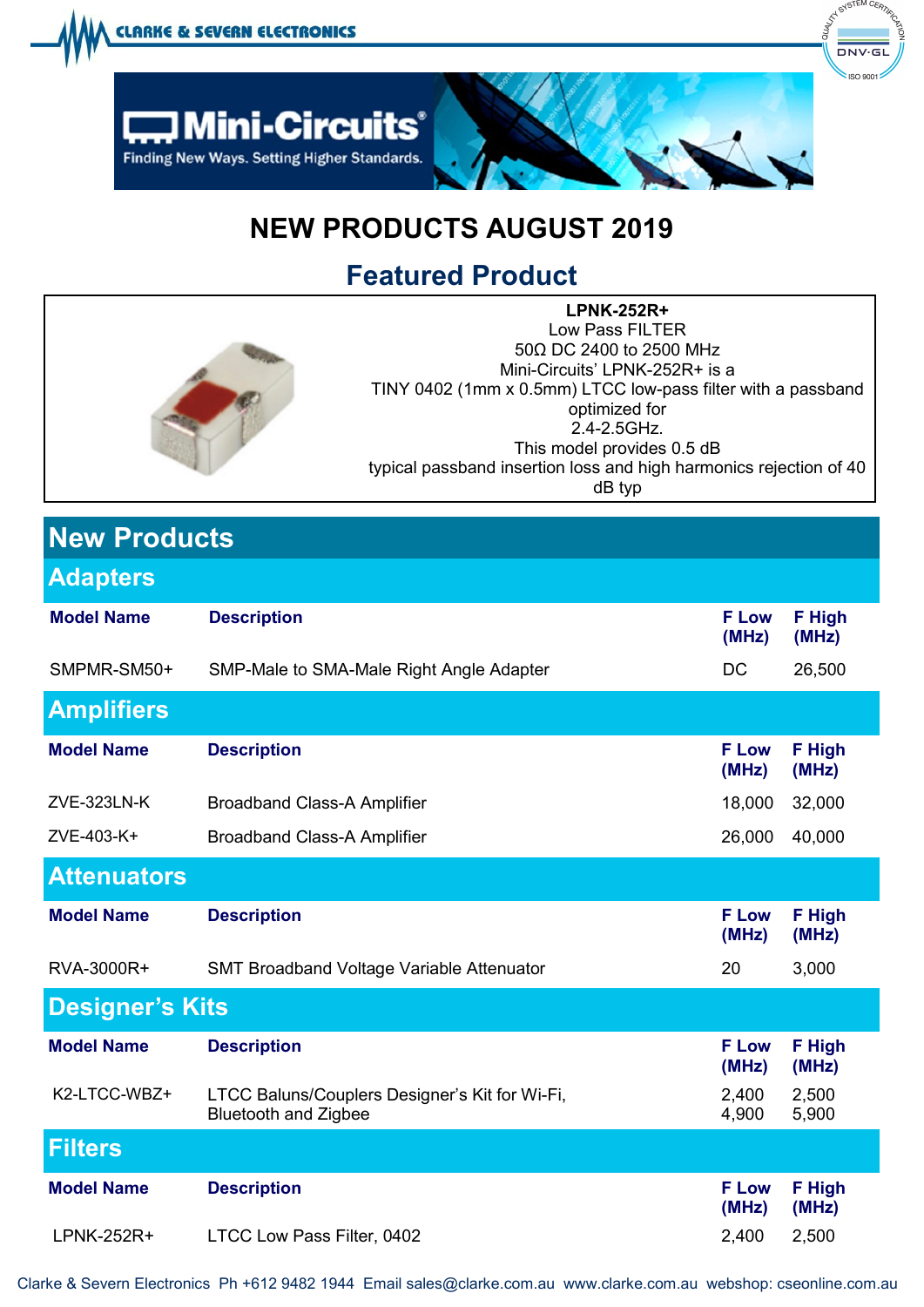CLARKE & SEVERN ELECTRONICS

Mini-Circuits

Finding New Ways. Setting Higher Standards.

# NEW PRODUCTS AUGUST 2019

## Featured Product

**LPNK-252R+**
Low Pass FILTER
50Ω DC 2400 to 2500 MHz
Mini-Circuits' LPNK-252R+ is a
TINY 0402 (1mm x 0.5mm) LTCC low-pass filter with a passband optimized for
2.4-2.5GHz.
This model provides 0.5 dB
typical passband insertion loss and high harmonics rejection of 40 dB typ

## New Products

### Adapters

| Model Name | Description | F Low (MHz) | F High (MHz) |
|---|---|---|---|
| SMPMR-SM50+ | SMP-Male to SMA-Male Right Angle Adapter | DC | 26,500 |

### Amplifiers

| Model Name | Description | F Low (MHz) | F High (MHz) |
|---|---|---|---|
| ZVE-323LN-K | Broadband Class-A Amplifier | 18,000 | 32,000 |
| ZVE-403-K+ | Broadband Class-A Amplifier | 26,000 | 40,000 |

### Attenuators

| Model Name | Description | F Low (MHz) | F High (MHz) |
|---|---|---|---|
| RVA-3000R+ | SMT Broadband Voltage Variable Attenuator | 20 | 3,000 |

### Designer's Kits

| Model Name | Description | F Low (MHz) | F High (MHz) |
|---|---|---|---|
| K2-LTCC-WBZ+ | LTCC Baluns/Couplers Designer's Kit for Wi-Fi, Bluetooth and Zigbee | 2,400<br>4,900 | 2,500<br>5,900 |

### Filters

| Model Name | Description | F Low (MHz) | F High (MHz) |
|---|---|---|---|
| LPNK-252R+ | LTCC Low Pass Filter, 0402 | 2,400 | 2,500 |

Clarke & Severn Electronics Ph +612 9482 1944 Email sales@clarke.com.au www.clarke.com.au webshop: cseonline.com.au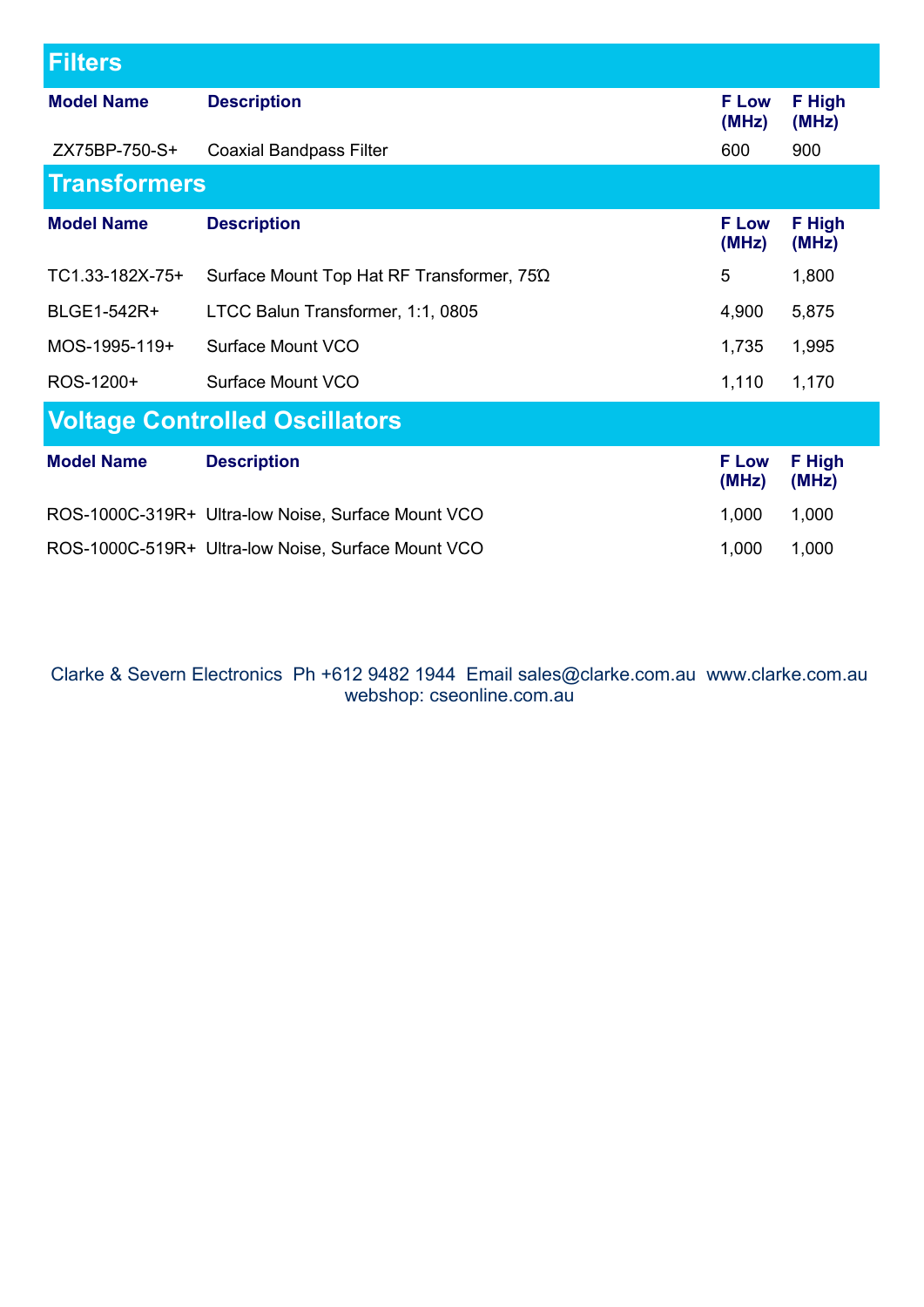## Filters

| Model Name | Description | F Low (MHz) | F High (MHz) |
|---|---|---|---|
| ZX75BP-750-S+ | Coaxial Bandpass Filter | 600 | 900 |

## Transformers

| Model Name | Description | F Low (MHz) | F High (MHz) |
|---|---|---|---|
| TC1.33-182X-75+ | Surface Mount Top Hat RF Transformer, 75Ω | 5 | 1,800 |
| BLGE1-542R+ | LTCC Balun Transformer, 1:1, 0805 | 4,900 | 5,875 |
| MOS-1995-119+ | Surface Mount VCO | 1,735 | 1,995 |
| ROS-1200+ | Surface Mount VCO | 1,110 | 1,170 |

## Voltage Controlled Oscillators

| Model Name | Description | F Low (MHz) | F High (MHz) |
|---|---|---|---|
| ROS-1000C-319R+ | Ultra-low Noise, Surface Mount VCO | 1,000 | 1,000 |
| ROS-1000C-519R+ | Ultra-low Noise, Surface Mount VCO | 1,000 | 1,000 |

Clarke & Severn Electronics Ph +612 9482 1944 Email sales@clarke.com.au www.clarke.com.au
webshop: cseonline.com.au